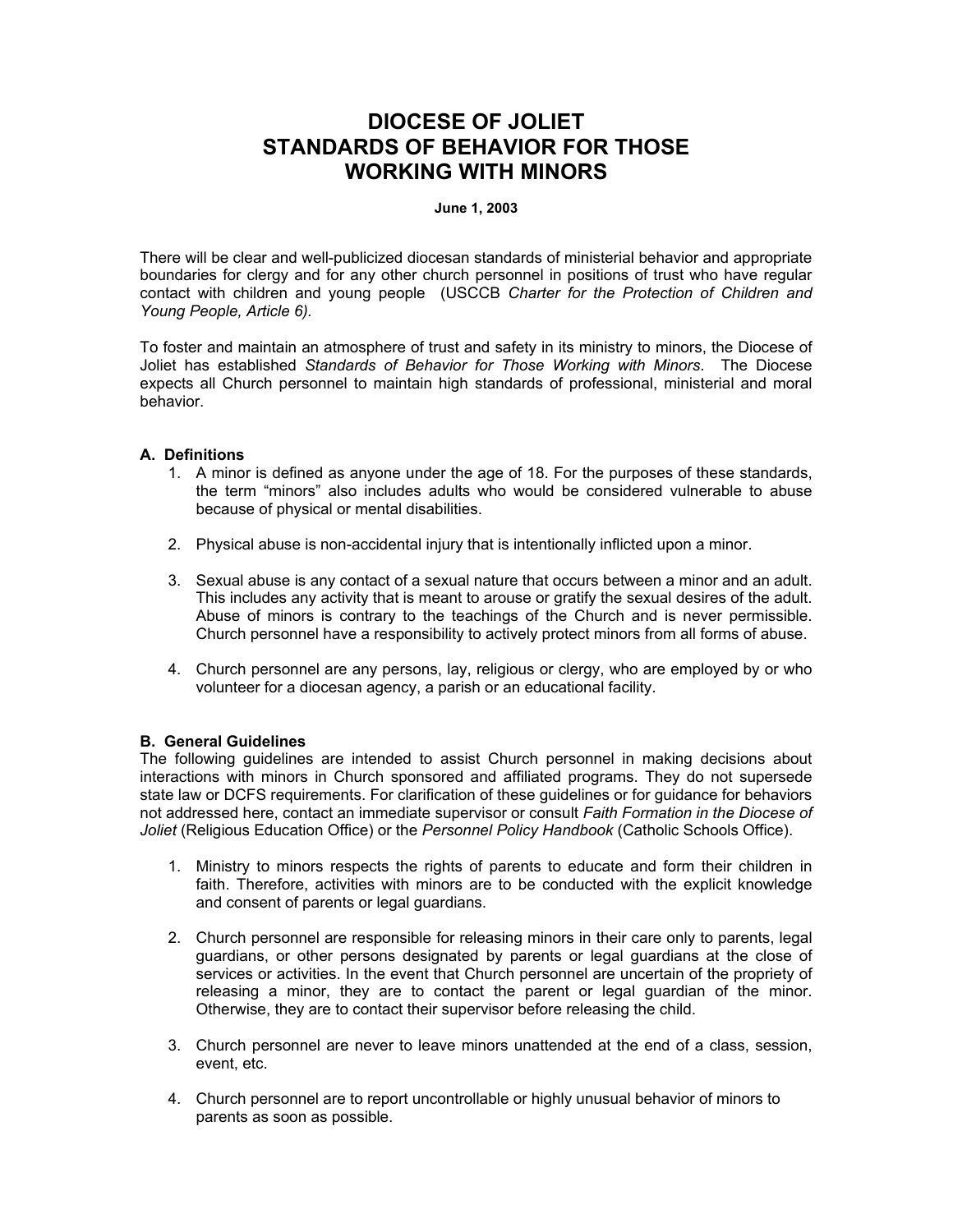# DIOCESE OF JOLIET
# STANDARDS OF BEHAVIOR FOR THOSE WORKING WITH MINORS

**June 1, 2003**

There will be clear and well-publicized diocesan standards of ministerial behavior and appropriate boundaries for clergy and for any other church personnel in positions of trust who have regular contact with children and young people (USCCB *Charter for the Protection of Children and Young People, Article 6).*

To foster and maintain an atmosphere of trust and safety in its ministry to minors, the Diocese of Joliet has established *Standards of Behavior for Those Working with Minors*. The Diocese expects all Church personnel to maintain high standards of professional, ministerial and moral behavior.

### A. Definitions

1. A minor is defined as anyone under the age of 18. For the purposes of these standards, the term "minors" also includes adults who would be considered vulnerable to abuse because of physical or mental disabilities.

2. Physical abuse is non-accidental injury that is intentionally inflicted upon a minor.

3. Sexual abuse is any contact of a sexual nature that occurs between a minor and an adult. This includes any activity that is meant to arouse or gratify the sexual desires of the adult. Abuse of minors is contrary to the teachings of the Church and is never permissible. Church personnel have a responsibility to actively protect minors from all forms of abuse.

4. Church personnel are any persons, lay, religious or clergy, who are employed by or who volunteer for a diocesan agency, a parish or an educational facility.

### B. General Guidelines

The following guidelines are intended to assist Church personnel in making decisions about interactions with minors in Church sponsored and affiliated programs. They do not supersede state law or DCFS requirements. For clarification of these guidelines or for guidance for behaviors not addressed here, contact an immediate supervisor or consult *Faith Formation in the Diocese of Joliet* (Religious Education Office) or the *Personnel Policy Handbook* (Catholic Schools Office).

1. Ministry to minors respects the rights of parents to educate and form their children in faith. Therefore, activities with minors are to be conducted with the explicit knowledge and consent of parents or legal guardians.

2. Church personnel are responsible for releasing minors in their care only to parents, legal guardians, or other persons designated by parents or legal guardians at the close of services or activities. In the event that Church personnel are uncertain of the propriety of releasing a minor, they are to contact the parent or legal guardian of the minor. Otherwise, they are to contact their supervisor before releasing the child.

3. Church personnel are never to leave minors unattended at the end of a class, session, event, etc.

4. Church personnel are to report uncontrollable or highly unusual behavior of minors to parents as soon as possible.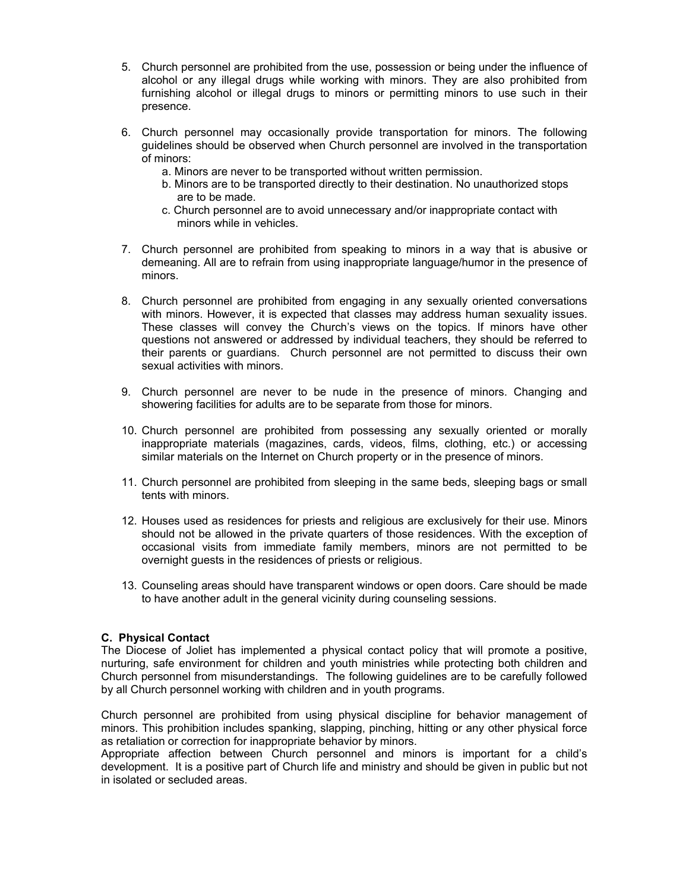5. Church personnel are prohibited from the use, possession or being under the influence of alcohol or any illegal drugs while working with minors. They are also prohibited from furnishing alcohol or illegal drugs to minors or permitting minors to use such in their presence.

6. Church personnel may occasionally provide transportation for minors. The following guidelines should be observed when Church personnel are involved in the transportation of minors:
   a. Minors are never to be transported without written permission.
   b. Minors are to be transported directly to their destination. No unauthorized stops are to be made.
   c. Church personnel are to avoid unnecessary and/or inappropriate contact with minors while in vehicles.

7. Church personnel are prohibited from speaking to minors in a way that is abusive or demeaning. All are to refrain from using inappropriate language/humor in the presence of minors.

8. Church personnel are prohibited from engaging in any sexually oriented conversations with minors. However, it is expected that classes may address human sexuality issues. These classes will convey the Church's views on the topics. If minors have other questions not answered or addressed by individual teachers, they should be referred to their parents or guardians. Church personnel are not permitted to discuss their own sexual activities with minors.

9. Church personnel are never to be nude in the presence of minors. Changing and showering facilities for adults are to be separate from those for minors.

10. Church personnel are prohibited from possessing any sexually oriented or morally inappropriate materials (magazines, cards, videos, films, clothing, etc.) or accessing similar materials on the Internet on Church property or in the presence of minors.

11. Church personnel are prohibited from sleeping in the same beds, sleeping bags or small tents with minors.

12. Houses used as residences for priests and religious are exclusively for their use. Minors should not be allowed in the private quarters of those residences. With the exception of occasional visits from immediate family members, minors are not permitted to be overnight guests in the residences of priests or religious.

13. Counseling areas should have transparent windows or open doors. Care should be made to have another adult in the general vicinity during counseling sessions.

### C. Physical Contact

The Diocese of Joliet has implemented a physical contact policy that will promote a positive, nurturing, safe environment for children and youth ministries while protecting both children and Church personnel from misunderstandings. The following guidelines are to be carefully followed by all Church personnel working with children and in youth programs.

Church personnel are prohibited from using physical discipline for behavior management of minors. This prohibition includes spanking, slapping, pinching, hitting or any other physical force as retaliation or correction for inappropriate behavior by minors.
Appropriate affection between Church personnel and minors is important for a child's development. It is a positive part of Church life and ministry and should be given in public but not in isolated or secluded areas.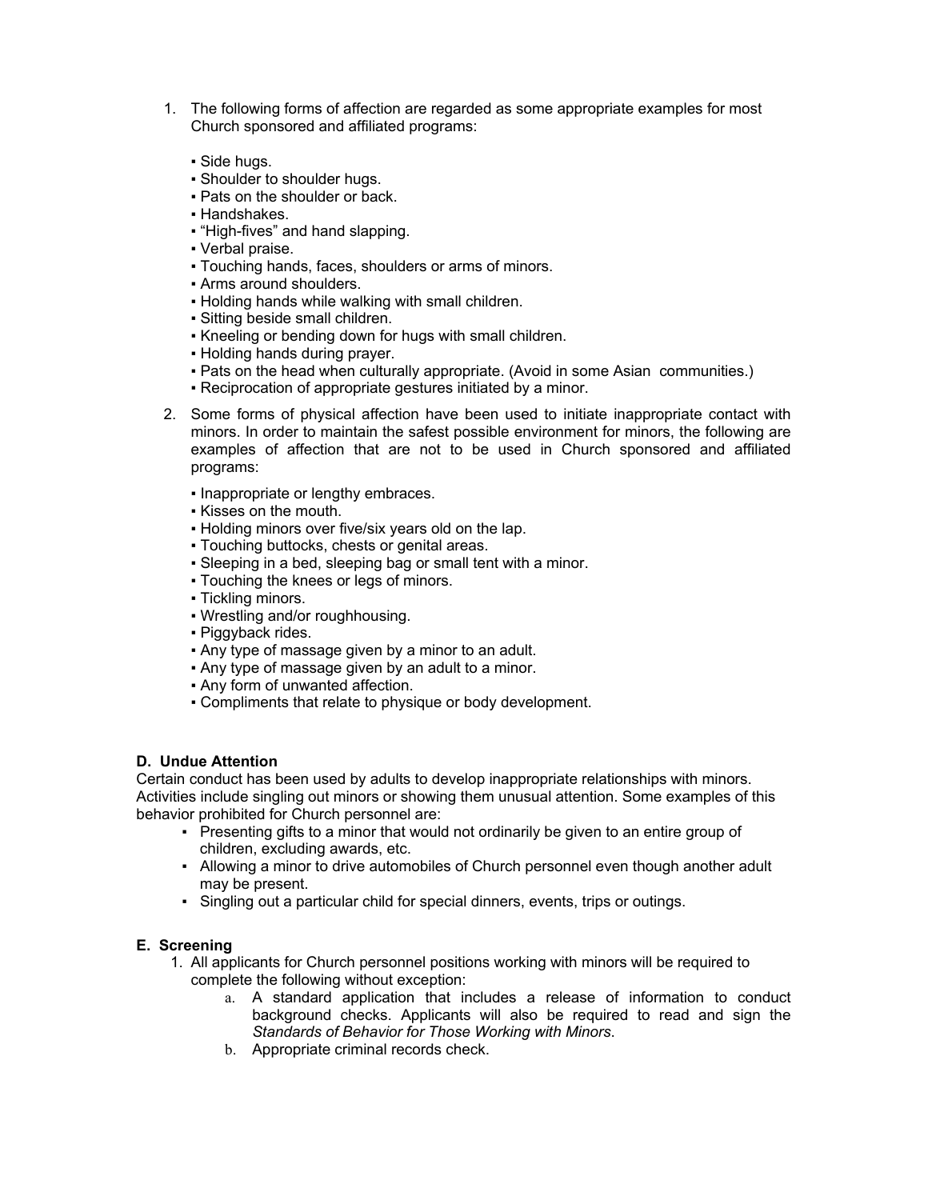1. The following forms of affection are regarded as some appropriate examples for most Church sponsored and affiliated programs:

    - Side hugs.
    - Shoulder to shoulder hugs.
    - Pats on the shoulder or back.
    - Handshakes.
    - "High-fives" and hand slapping.
    - Verbal praise.
    - Touching hands, faces, shoulders or arms of minors.
    - Arms around shoulders.
    - Holding hands while walking with small children.
    - Sitting beside small children.
    - Kneeling or bending down for hugs with small children.
    - Holding hands during prayer.
    - Pats on the head when culturally appropriate. (Avoid in some Asian communities.)
    - Reciprocation of appropriate gestures initiated by a minor.

2. Some forms of physical affection have been used to initiate inappropriate contact with minors. In order to maintain the safest possible environment for minors, the following are examples of affection that are not to be used in Church sponsored and affiliated programs:

    - Inappropriate or lengthy embraces.
    - Kisses on the mouth.
    - Holding minors over five/six years old on the lap.
    - Touching buttocks, chests or genital areas.
    - Sleeping in a bed, sleeping bag or small tent with a minor.
    - Touching the knees or legs of minors.
    - Tickling minors.
    - Wrestling and/or roughhousing.
    - Piggyback rides.
    - Any type of massage given by a minor to an adult.
    - Any type of massage given by an adult to a minor.
    - Any form of unwanted affection.
    - Compliments that relate to physique or body development.

**D. Undue Attention**

Certain conduct has been used by adults to develop inappropriate relationships with minors. Activities include singling out minors or showing them unusual attention. Some examples of this behavior prohibited for Church personnel are:

- Presenting gifts to a minor that would not ordinarily be given to an entire group of children, excluding awards, etc.
- Allowing a minor to drive automobiles of Church personnel even though another adult may be present.
- Singling out a particular child for special dinners, events, trips or outings.

**E. Screening**

1. All applicants for Church personnel positions working with minors will be required to complete the following without exception:
    a. A standard application that includes a release of information to conduct background checks. Applicants will also be required to read and sign the *Standards of Behavior for Those Working with Minors*.
    b. Appropriate criminal records check.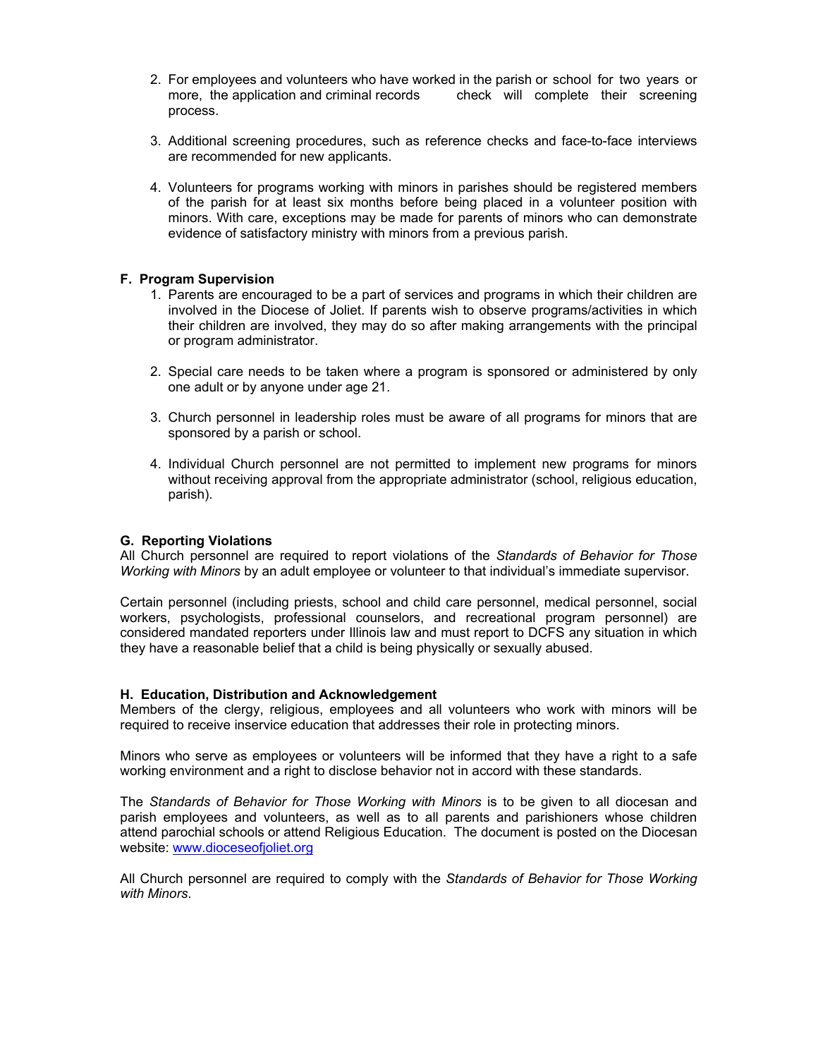2. For employees and volunteers who have worked in the parish or school for two years or more, the application and criminal records check will complete their screening process.

3. Additional screening procedures, such as reference checks and face-to-face interviews are recommended for new applicants.

4. Volunteers for programs working with minors in parishes should be registered members of the parish for at least six months before being placed in a volunteer position with minors. With care, exceptions may be made for parents of minors who can demonstrate evidence of satisfactory ministry with minors from a previous parish.

**F. Program Supervision**

1. Parents are encouraged to be a part of services and programs in which their children are involved in the Diocese of Joliet. If parents wish to observe programs/activities in which their children are involved, they may do so after making arrangements with the principal or program administrator.

2. Special care needs to be taken where a program is sponsored or administered by only one adult or by anyone under age 21.

3. Church personnel in leadership roles must be aware of all programs for minors that are sponsored by a parish or school.

4. Individual Church personnel are not permitted to implement new programs for minors without receiving approval from the appropriate administrator (school, religious education, parish).

**G. Reporting Violations**

All Church personnel are required to report violations of the *Standards of Behavior for Those Working with Minors* by an adult employee or volunteer to that individual's immediate supervisor.

Certain personnel (including priests, school and child care personnel, medical personnel, social workers, psychologists, professional counselors, and recreational program personnel) are considered mandated reporters under Illinois law and must report to DCFS any situation in which they have a reasonable belief that a child is being physically or sexually abused.

**H. Education, Distribution and Acknowledgement**

Members of the clergy, religious, employees and all volunteers who work with minors will be required to receive inservice education that addresses their role in protecting minors.

Minors who serve as employees or volunteers will be informed that they have a right to a safe working environment and a right to disclose behavior not in accord with these standards.

The *Standards of Behavior for Those Working with Minors* is to be given to all diocesan and parish employees and volunteers, as well as to all parents and parishioners whose children attend parochial schools or attend Religious Education. The document is posted on the Diocesan website: [www.dioceseofjoliet.org](http://www.dioceseofjoliet.org)

All Church personnel are required to comply with the *Standards of Behavior for Those Working with Minors*.